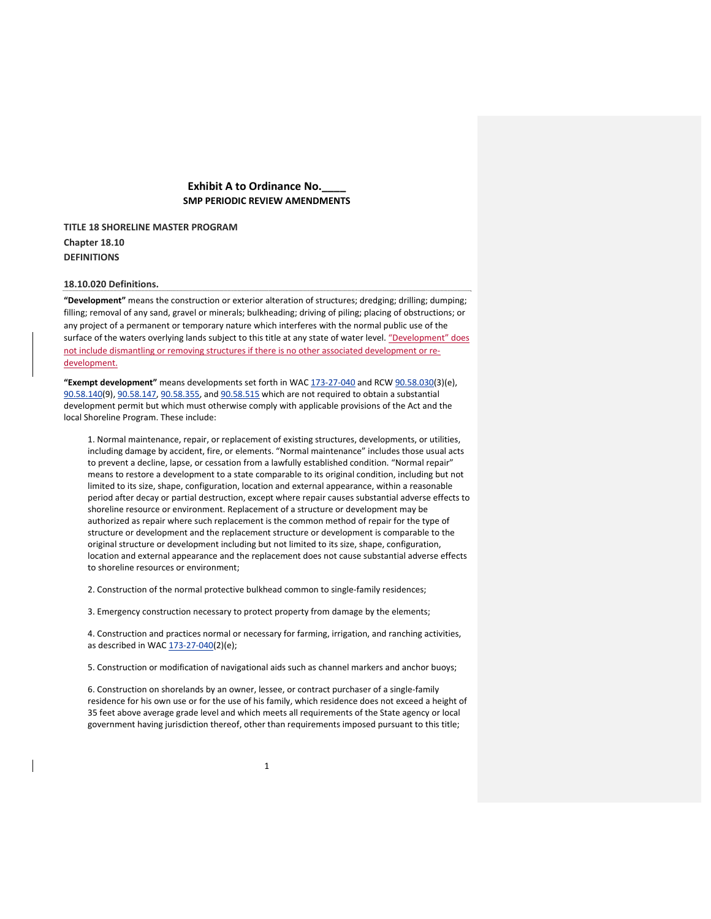# Exhibit A to Ordinance No.____

## SMP PERIODIC REVIEW AMENDMENTS

**TITLE 18 SHORELINE MASTER PROGRAM**

**Chapter 18.10**

**DEFINITIONS**

### 18.10.020 Definitions.

**"Development"** means the construction or exterior alteration of structures; dredging; drilling; dumping; filling; removal of any sand, gravel or minerals; bulkheading; driving of piling; placing of obstructions; or any project of a permanent or temporary nature which interferes with the normal public use of the surface of the waters overlying lands subject to this title at any state of water level. "Development" does not include dismantling or removing structures if there is no other associated development or re-development.

**"Exempt development"** means developments set forth in WAC 173-27-040 and RCW 90.58.030(3)(e), 90.58.140(9), 90.58.147, 90.58.355, and 90.58.515 which are not required to obtain a substantial development permit but which must otherwise comply with applicable provisions of the Act and the local Shoreline Program. These include:

1. Normal maintenance, repair, or replacement of existing structures, developments, or utilities, including damage by accident, fire, or elements. "Normal maintenance" includes those usual acts to prevent a decline, lapse, or cessation from a lawfully established condition. "Normal repair" means to restore a development to a state comparable to its original condition, including but not limited to its size, shape, configuration, location and external appearance, within a reasonable period after decay or partial destruction, except where repair causes substantial adverse effects to shoreline resource or environment. Replacement of a structure or development may be authorized as repair where such replacement is the common method of repair for the type of structure or development and the replacement structure or development is comparable to the original structure or development including but not limited to its size, shape, configuration, location and external appearance and the replacement does not cause substantial adverse effects to shoreline resources or environment;

2. Construction of the normal protective bulkhead common to single-family residences;

3. Emergency construction necessary to protect property from damage by the elements;

4. Construction and practices normal or necessary for farming, irrigation, and ranching activities, as described in WAC 173-27-040(2)(e);

5. Construction or modification of navigational aids such as channel markers and anchor buoys;

6. Construction on shorelands by an owner, lessee, or contract purchaser of a single-family residence for his own use or for the use of his family, which residence does not exceed a height of 35 feet above average grade level and which meets all requirements of the State agency or local government having jurisdiction thereof, other than requirements imposed pursuant to this title;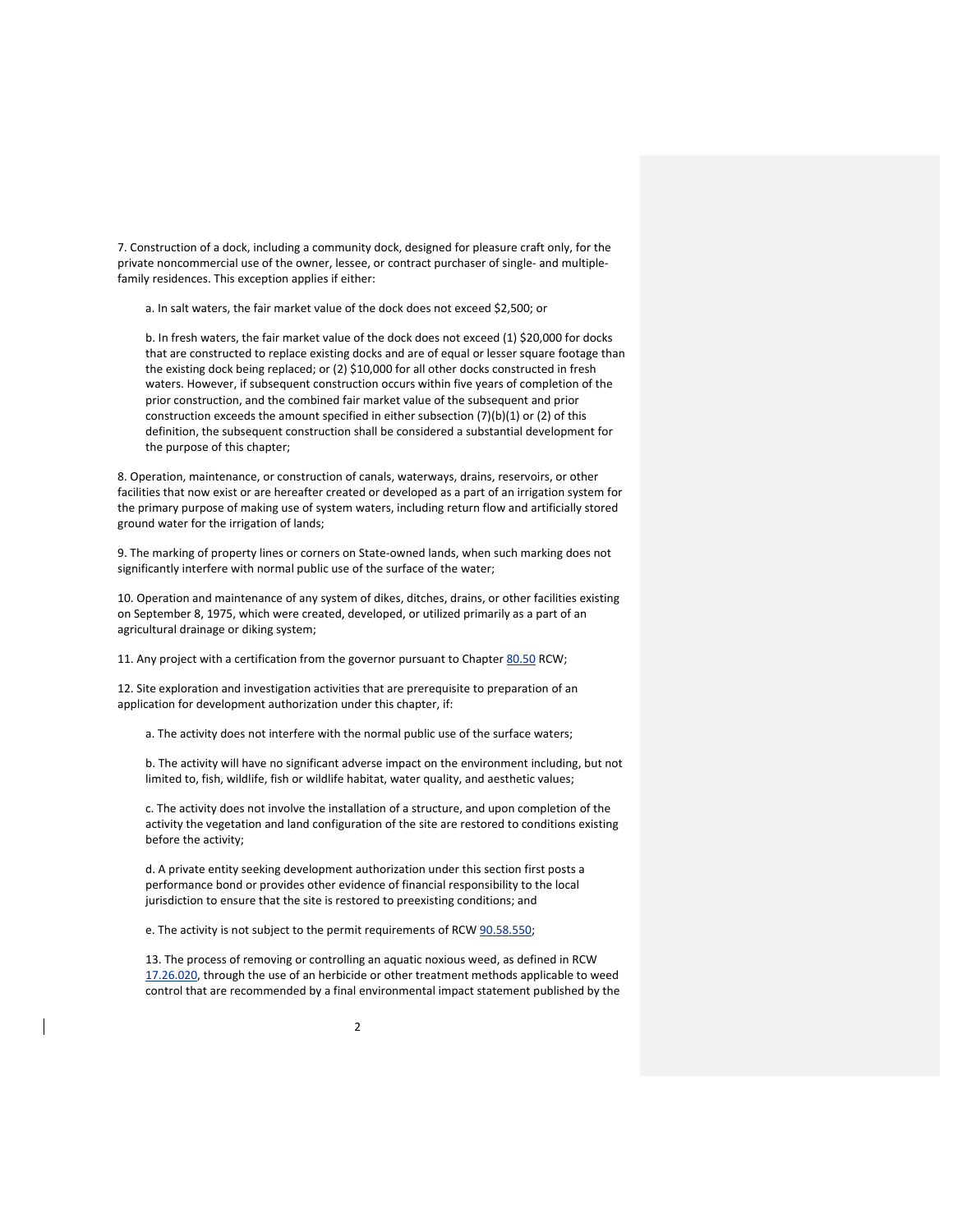7. Construction of a dock, including a community dock, designed for pleasure craft only, for the private noncommercial use of the owner, lessee, or contract purchaser of single- and multiple-family residences. This exception applies if either:

   a. In salt waters, the fair market value of the dock does not exceed $2,500; or

   b. In fresh waters, the fair market value of the dock does not exceed (1) $20,000 for docks that are constructed to replace existing docks and are of equal or lesser square footage than the existing dock being replaced; or (2) $10,000 for all other docks constructed in fresh waters. However, if subsequent construction occurs within five years of completion of the prior construction, and the combined fair market value of the subsequent and prior construction exceeds the amount specified in either subsection (7)(b)(1) or (2) of this definition, the subsequent construction shall be considered a substantial development for the purpose of this chapter;

8. Operation, maintenance, or construction of canals, waterways, drains, reservoirs, or other facilities that now exist or are hereafter created or developed as a part of an irrigation system for the primary purpose of making use of system waters, including return flow and artificially stored ground water for the irrigation of lands;

9. The marking of property lines or corners on State-owned lands, when such marking does not significantly interfere with normal public use of the surface of the water;

10. Operation and maintenance of any system of dikes, ditches, drains, or other facilities existing on September 8, 1975, which were created, developed, or utilized primarily as a part of an agricultural drainage or diking system;

11. Any project with a certification from the governor pursuant to Chapter 80.50 RCW;

12. Site exploration and investigation activities that are prerequisite to preparation of an application for development authorization under this chapter, if:

   a. The activity does not interfere with the normal public use of the surface waters;

   b. The activity will have no significant adverse impact on the environment including, but not limited to, fish, wildlife, fish or wildlife habitat, water quality, and aesthetic values;

   c. The activity does not involve the installation of a structure, and upon completion of the activity the vegetation and land configuration of the site are restored to conditions existing before the activity;

   d. A private entity seeking development authorization under this section first posts a performance bond or provides other evidence of financial responsibility to the local jurisdiction to ensure that the site is restored to preexisting conditions; and

   e. The activity is not subject to the permit requirements of RCW 90.58.550;

13. The process of removing or controlling an aquatic noxious weed, as defined in RCW 17.26.020, through the use of an herbicide or other treatment methods applicable to weed control that are recommended by a final environmental impact statement published by the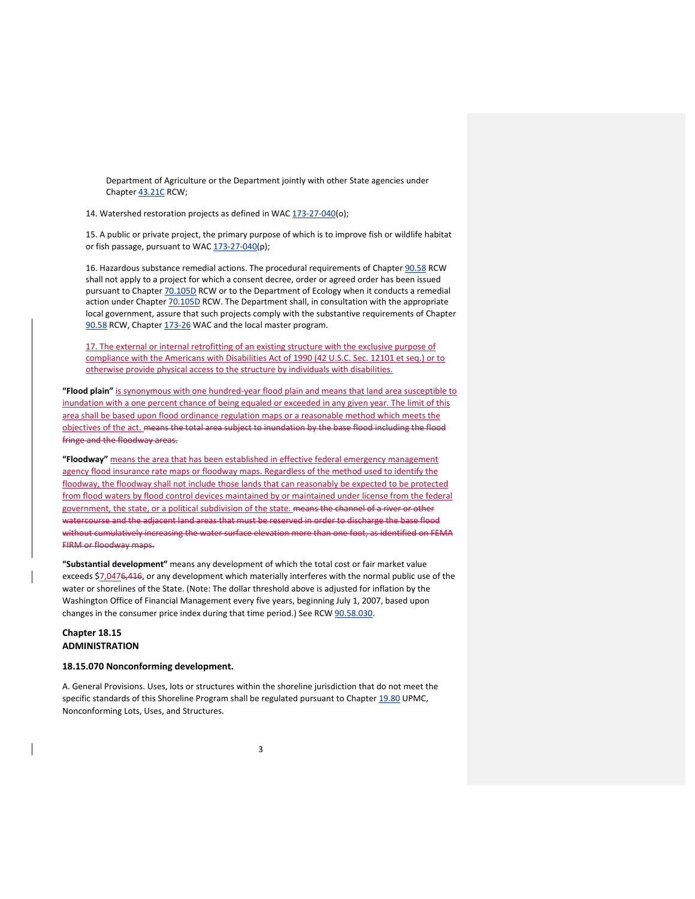Department of Agriculture or the Department jointly with other State agencies under Chapter 43.21C RCW;

14. Watershed restoration projects as defined in WAC 173-27-040(o);

15. A public or private project, the primary purpose of which is to improve fish or wildlife habitat or fish passage, pursuant to WAC 173-27-040(p);

16. Hazardous substance remedial actions. The procedural requirements of Chapter 90.58 RCW shall not apply to a project for which a consent decree, order or agreed order has been issued pursuant to Chapter 70.105D RCW or to the Department of Ecology when it conducts a remedial action under Chapter 70.105D RCW. The Department shall, in consultation with the appropriate local government, assure that such projects comply with the substantive requirements of Chapter 90.58 RCW, Chapter 173-26 WAC and the local master program.

17. The external or internal retrofitting of an existing structure with the exclusive purpose of compliance with the Americans with Disabilities Act of 1990 (42 U.S.C. Sec. 12101 et seq.) or to otherwise provide physical access to the structure by individuals with disabilities.

**"Flood plain"** is synonymous with one hundred-year flood plain and means that land area susceptible to inundation with a one percent chance of being equaled or exceeded in any given year. The limit of this area shall be based upon flood ordinance regulation maps or a reasonable method which meets the objectives of the act. ~~means the total area subject to inundation by the base flood including the flood fringe and the floodway areas.~~

**"Floodway"** means the area that has been established in effective federal emergency management agency flood insurance rate maps or floodway maps. Regardless of the method used to identify the floodway, the floodway shall not include those lands that can reasonably be expected to be protected from flood waters by flood control devices maintained by or maintained under license from the federal government, the state, or a political subdivision of the state. ~~means the channel of a river or other watercourse and the adjacent land areas that must be reserved in order to discharge the base flood without cumulatively increasing the water surface elevation more than one foot, as identified on FEMA FIRM or floodway maps.~~

**"Substantial development"** means any development of which the total cost or fair market value exceeds $7,0476~~,416~~, or any development which materially interferes with the normal public use of the water or shorelines of the State. (Note: The dollar threshold above is adjusted for inflation by the Washington Office of Financial Management every five years, beginning July 1, 2007, based upon changes in the consumer price index during that time period.) See RCW 90.58.030.

## Chapter 18.15
## ADMINISTRATION

### 18.15.070 Nonconforming development.

A. General Provisions. Uses, lots or structures within the shoreline jurisdiction that do not meet the specific standards of this Shoreline Program shall be regulated pursuant to Chapter 19.80 UPMC, Nonconforming Lots, Uses, and Structures.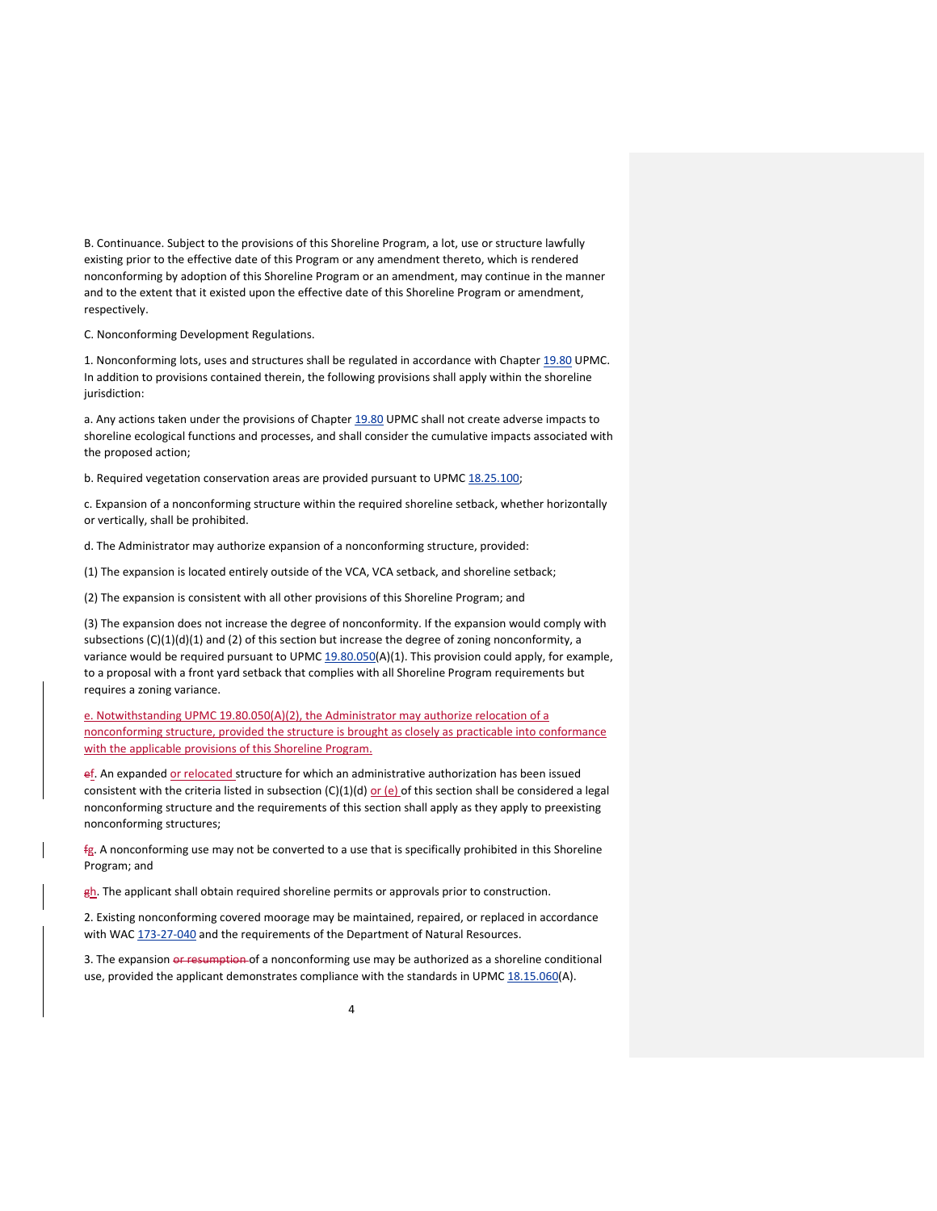B. Continuance. Subject to the provisions of this Shoreline Program, a lot, use or structure lawfully existing prior to the effective date of this Program or any amendment thereto, which is rendered nonconforming by adoption of this Shoreline Program or an amendment, may continue in the manner and to the extent that it existed upon the effective date of this Shoreline Program or amendment, respectively.

C. Nonconforming Development Regulations.

1. Nonconforming lots, uses and structures shall be regulated in accordance with Chapter 19.80 UPMC. In addition to provisions contained therein, the following provisions shall apply within the shoreline jurisdiction:

a. Any actions taken under the provisions of Chapter 19.80 UPMC shall not create adverse impacts to shoreline ecological functions and processes, and shall consider the cumulative impacts associated with the proposed action;

b. Required vegetation conservation areas are provided pursuant to UPMC 18.25.100;

c. Expansion of a nonconforming structure within the required shoreline setback, whether horizontally or vertically, shall be prohibited.

d. The Administrator may authorize expansion of a nonconforming structure, provided:

(1) The expansion is located entirely outside of the VCA, VCA setback, and shoreline setback;

(2) The expansion is consistent with all other provisions of this Shoreline Program; and

(3) The expansion does not increase the degree of nonconformity. If the expansion would comply with subsections (C)(1)(d)(1) and (2) of this section but increase the degree of zoning nonconformity, a variance would be required pursuant to UPMC 19.80.050(A)(1). This provision could apply, for example, to a proposal with a front yard setback that complies with all Shoreline Program requirements but requires a zoning variance.

e. Notwithstanding UPMC 19.80.050(A)(2), the Administrator may authorize relocation of a nonconforming structure, provided the structure is brought as closely as practicable into conformance with the applicable provisions of this Shoreline Program.

~~e~~f. An expanded or relocated structure for which an administrative authorization has been issued consistent with the criteria listed in subsection (C)(1)(d) or (e) of this section shall be considered a legal nonconforming structure and the requirements of this section shall apply as they apply to preexisting nonconforming structures;

~~f~~g. A nonconforming use may not be converted to a use that is specifically prohibited in this Shoreline Program; and

~~g~~h. The applicant shall obtain required shoreline permits or approvals prior to construction.

2. Existing nonconforming covered moorage may be maintained, repaired, or replaced in accordance with WAC 173-27-040 and the requirements of the Department of Natural Resources.

3. The expansion ~~or resumption~~ of a nonconforming use may be authorized as a shoreline conditional use, provided the applicant demonstrates compliance with the standards in UPMC 18.15.060(A).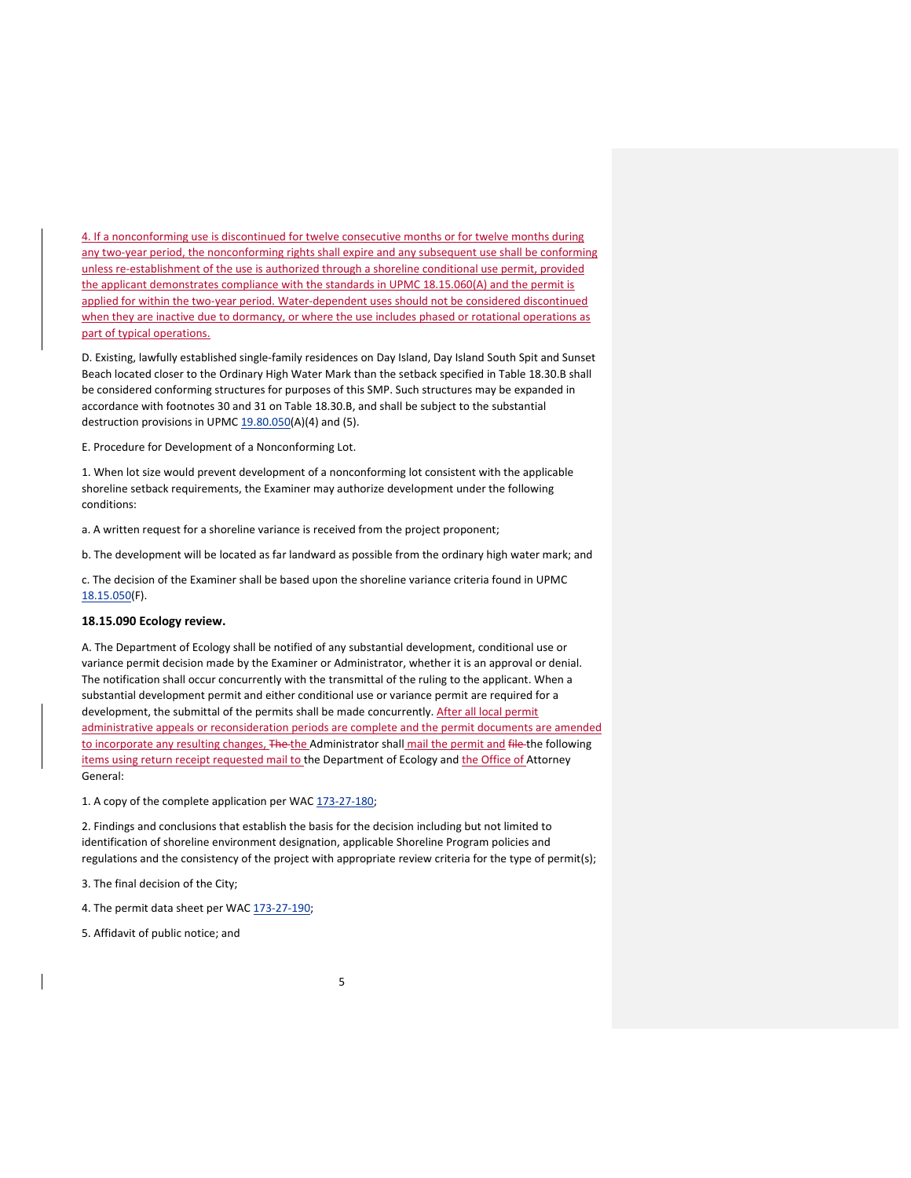4. If a nonconforming use is discontinued for twelve consecutive months or for twelve months during any two-year period, the nonconforming rights shall expire and any subsequent use shall be conforming unless re-establishment of the use is authorized through a shoreline conditional use permit, provided the applicant demonstrates compliance with the standards in UPMC 18.15.060(A) and the permit is applied for within the two-year period. Water-dependent uses should not be considered discontinued when they are inactive due to dormancy, or where the use includes phased or rotational operations as part of typical operations.

D. Existing, lawfully established single-family residences on Day Island, Day Island South Spit and Sunset Beach located closer to the Ordinary High Water Mark than the setback specified in Table 18.30.B shall be considered conforming structures for purposes of this SMP. Such structures may be expanded in accordance with footnotes 30 and 31 on Table 18.30.B, and shall be subject to the substantial destruction provisions in UPMC 19.80.050(A)(4) and (5).

E. Procedure for Development of a Nonconforming Lot.

1. When lot size would prevent development of a nonconforming lot consistent with the applicable shoreline setback requirements, the Examiner may authorize development under the following conditions:

a. A written request for a shoreline variance is received from the project proponent;

b. The development will be located as far landward as possible from the ordinary high water mark; and

c. The decision of the Examiner shall be based upon the shoreline variance criteria found in UPMC 18.15.050(F).

**18.15.090 Ecology review.**

A. The Department of Ecology shall be notified of any substantial development, conditional use or variance permit decision made by the Examiner or Administrator, whether it is an approval or denial. The notification shall occur concurrently with the transmittal of the ruling to the applicant. When a substantial development permit and either conditional use or variance permit are required for a development, the submittal of the permits shall be made concurrently. After all local permit administrative appeals or reconsideration periods are complete and the permit documents are amended to incorporate any resulting changes, ~~The~~ the Administrator shall mail the permit and ~~file~~ the following items using return receipt requested mail to the Department of Ecology and the Office of Attorney General:

1. A copy of the complete application per WAC 173-27-180;

2. Findings and conclusions that establish the basis for the decision including but not limited to identification of shoreline environment designation, applicable Shoreline Program policies and regulations and the consistency of the project with appropriate review criteria for the type of permit(s);

3. The final decision of the City;

4. The permit data sheet per WAC 173-27-190;

5. Affidavit of public notice; and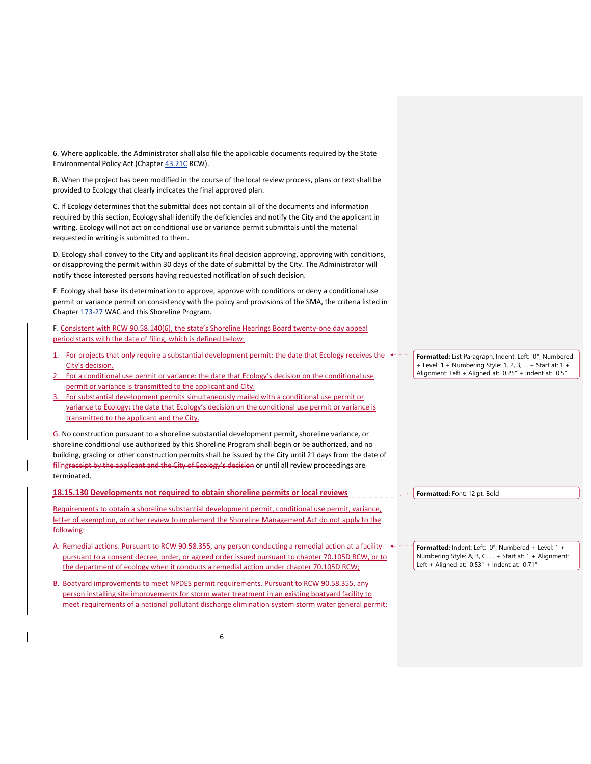6. Where applicable, the Administrator shall also file the applicable documents required by the State Environmental Policy Act (Chapter 43.21C RCW).

B. When the project has been modified in the course of the local review process, plans or text shall be provided to Ecology that clearly indicates the final approved plan.

C. If Ecology determines that the submittal does not contain all of the documents and information required by this section, Ecology shall identify the deficiencies and notify the City and the applicant in writing. Ecology will not act on conditional use or variance permit submittals until the material requested in writing is submitted to them.

D. Ecology shall convey to the City and applicant its final decision approving, approving with conditions, or disapproving the permit within 30 days of the date of submittal by the City. The Administrator will notify those interested persons having requested notification of such decision.

E. Ecology shall base its determination to approve, approve with conditions or deny a conditional use permit or variance permit on consistency with the policy and provisions of the SMA, the criteria listed in Chapter 173-27 WAC and this Shoreline Program.

F. Consistent with RCW 90.58.140(6), the state's Shoreline Hearings Board twenty-one day appeal period starts with the date of filing, which is defined below:

1. For projects that only require a substantial development permit: the date that Ecology receives the City's decision.
2. For a conditional use permit or variance: the date that Ecology's decision on the conditional use permit or variance is transmitted to the applicant and City.
3. For substantial development permits simultaneously mailed with a conditional use permit or variance to Ecology: the date that Ecology's decision on the conditional use permit or variance is transmitted to the applicant and the City.

G. No construction pursuant to a shoreline substantial development permit, shoreline variance, or shoreline conditional use authorized by this Shoreline Program shall begin or be authorized, and no building, grading or other construction permits shall be issued by the City until 21 days from the date of filing~~receipt by the applicant and the City of Ecology's decision~~ or until all review proceedings are terminated.

**18.15.130 Developments not required to obtain shoreline permits or local reviews**

Requirements to obtain a shoreline substantial development permit, conditional use permit, variance, letter of exemption, or other review to implement the Shoreline Management Act do not apply to the following:

A. Remedial actions. Pursuant to RCW 90.58.355, any person conducting a remedial action at a facility pursuant to a consent decree, order, or agreed order issued pursuant to chapter 70.105D RCW, or to the department of ecology when it conducts a remedial action under chapter 70.105D RCW;

B. Boatyard improvements to meet NPDES permit requirements. Pursuant to RCW 90.58.355, any person installing site improvements for storm water treatment in an existing boatyard facility to meet requirements of a national pollutant discharge elimination system storm water general permit;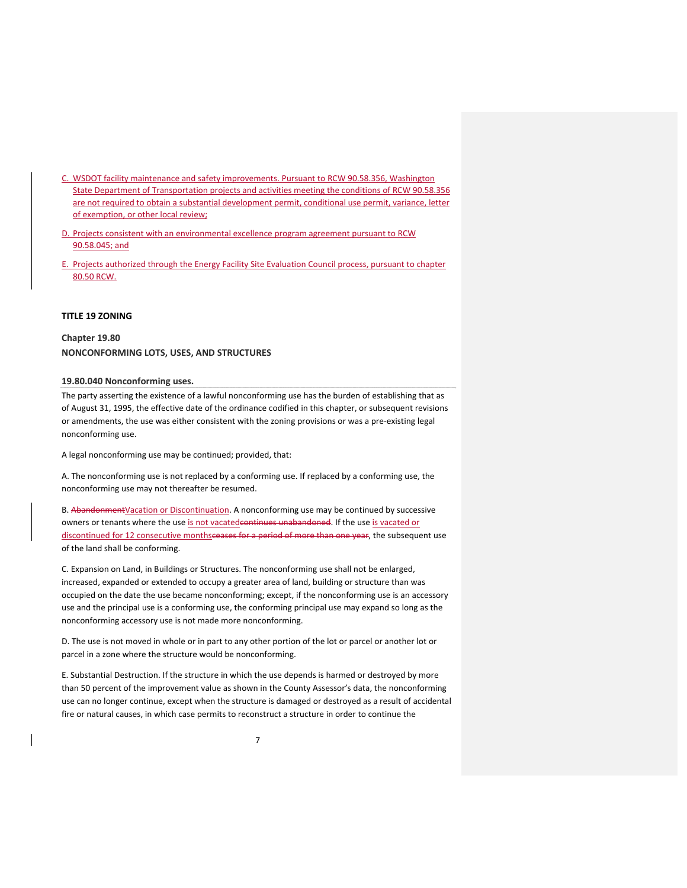C. WSDOT facility maintenance and safety improvements. Pursuant to RCW 90.58.356, Washington State Department of Transportation projects and activities meeting the conditions of RCW 90.58.356 are not required to obtain a substantial development permit, conditional use permit, variance, letter of exemption, or other local review;

D. Projects consistent with an environmental excellence program agreement pursuant to RCW 90.58.045; and

E. Projects authorized through the Energy Facility Site Evaluation Council process, pursuant to chapter 80.50 RCW.

**TITLE 19 ZONING**

**Chapter 19.80**
**NONCONFORMING LOTS, USES, AND STRUCTURES**

**19.80.040 Nonconforming uses.**

The party asserting the existence of a lawful nonconforming use has the burden of establishing that as of August 31, 1995, the effective date of the ordinance codified in this chapter, or subsequent revisions or amendments, the use was either consistent with the zoning provisions or was a pre-existing legal nonconforming use.

A legal nonconforming use may be continued; provided, that:

A. The nonconforming use is not replaced by a conforming use. If replaced by a conforming use, the nonconforming use may not thereafter be resumed.

B. ~~Abandonment~~Vacation or Discontinuation. A nonconforming use may be continued by successive owners or tenants where the use is not vacated~~continues unabandoned~~. If the use is vacated or discontinued for 12 consecutive months~~ceases for a period of more than one year~~, the subsequent use of the land shall be conforming.

C. Expansion on Land, in Buildings or Structures. The nonconforming use shall not be enlarged, increased, expanded or extended to occupy a greater area of land, building or structure than was occupied on the date the use became nonconforming; except, if the nonconforming use is an accessory use and the principal use is a conforming use, the conforming principal use may expand so long as the nonconforming accessory use is not made more nonconforming.

D. The use is not moved in whole or in part to any other portion of the lot or parcel or another lot or parcel in a zone where the structure would be nonconforming.

E. Substantial Destruction. If the structure in which the use depends is harmed or destroyed by more than 50 percent of the improvement value as shown in the County Assessor's data, the nonconforming use can no longer continue, except when the structure is damaged or destroyed as a result of accidental fire or natural causes, in which case permits to reconstruct a structure in order to continue the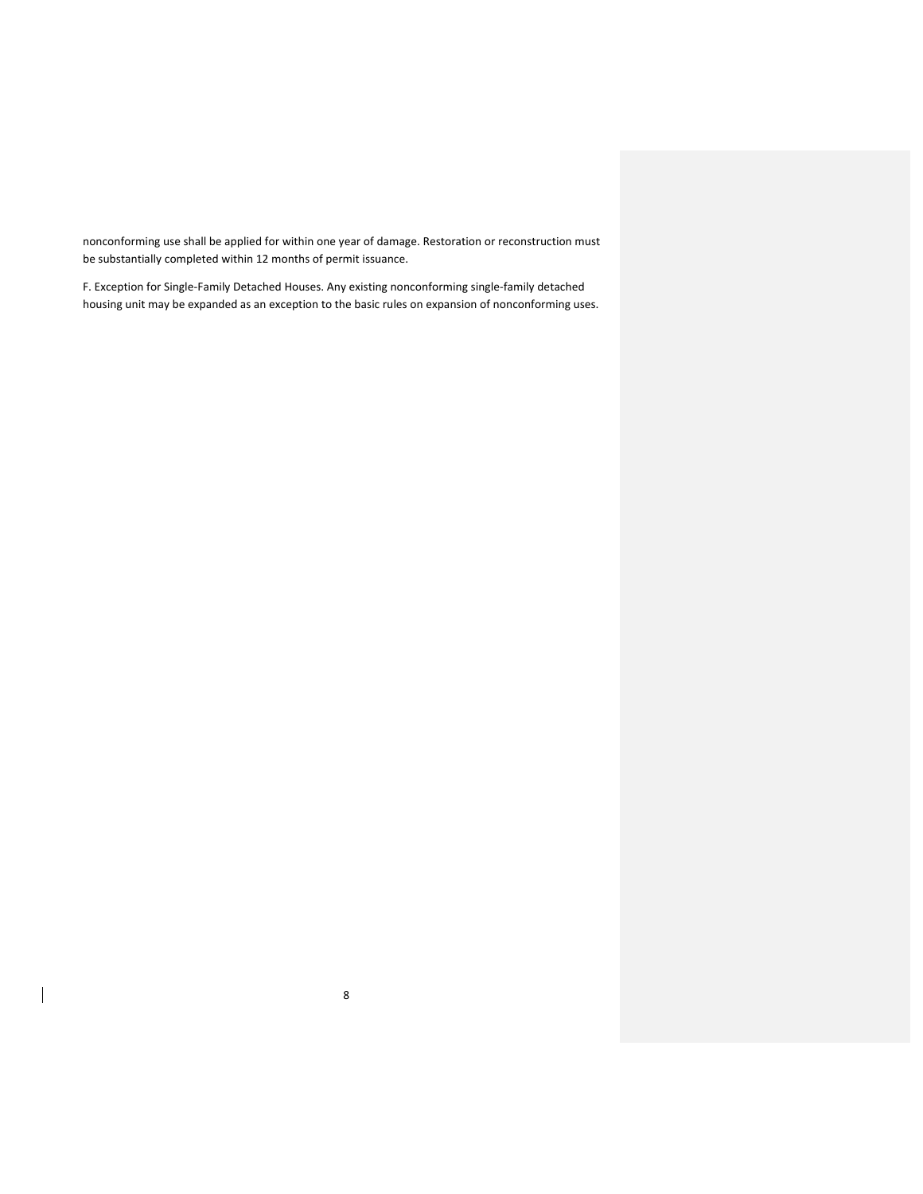nonconforming use shall be applied for within one year of damage. Restoration or reconstruction must be substantially completed within 12 months of permit issuance.

F. Exception for Single-Family Detached Houses. Any existing nonconforming single-family detached housing unit may be expanded as an exception to the basic rules on expansion of nonconforming uses.